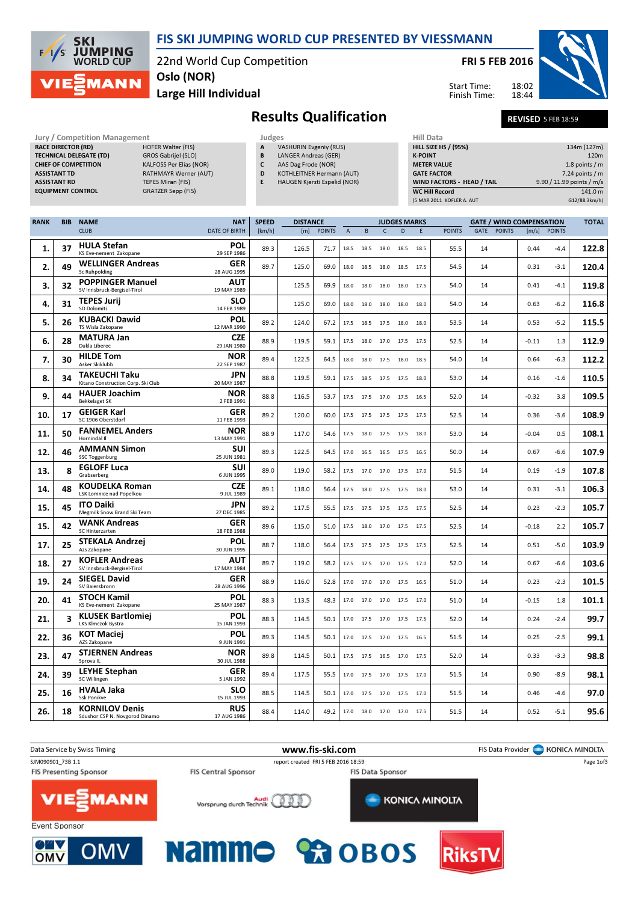# FIS SKI JUMPING WORLD CUP PRESENTED BY VIESSMANN

22nd World Cup Competition
Oslo (NOR)
Large Hill Individual

FRI 5 FEB 2016

Start Time: 18:02
Finish Time: 18:44

## Results Qualification

REVISED 5 FEB 18:59

**Jury / Competition Management**

| | |
|---|---|
| RACE DIRECTOR (RD) | HOFER Walter (FIS) |
| TECHNICAL DELEGATE (TD) | GROS Gabrijel (SLO) |
| CHIEF OF COMPETITION | KALFOSS Per Elias (NOR) |
| ASSISTANT TD | RATHMAYR Werner (AUT) |
| ASSISTANT RD | TEPES Miran (FIS) |
| EQUIPMENT CONTROL | GRATZER Sepp (FIS) |

**Judges**

| | |
|---|---|
| A | VASHURIN Evgeniy (RUS) |
| B | LANGER Andreas (GER) |
| C | AAS Dag Frode (NOR) |
| D | KOTHLEITNER Hermann (AUT) |
| E | HAUGEN Kjersti Espelid (NOR) |

**Hill Data**

| | |
|---|---|
| HILL SIZE HS / (95%) | 134m (127m) |
| K-POINT | 120m |
| METER VALUE | 1.8 points / m |
| GATE FACTOR | 7.24 points / m |
| WIND FACTORS - HEAD / TAIL | 9.90 / 11.99 points / m/s |
| WC Hill Record | 141.0 m |
| (5 MAR 2011 KOFLER A. AUT | G12/88.3km/h) |

| RANK | BIB | NAME / CLUB | NAT / DATE OF BIRTH | SPEED [km/h] | DISTANCE [m] | DISTANCE POINTS | A | B | C | D | E | JUDGES POINTS | GATE | GATE POINTS | WIND [m/s] | WIND POINTS | TOTAL |
|---|---|---|---|---|---|---|---|---|---|---|---|---|---|---|---|---|---|
| 1. | 37 | HULA Stefan / KS Eve-nement Zakopane | POL / 29 SEP 1986 | 89.3 | 126.5 | 71.7 | 18.5 | 18.5 | 18.0 | 18.5 | 18.5 | 55.5 | 14 | | 0.44 | -4.4 | 122.8 |
| 2. | 49 | WELLINGER Andreas / Sc Ruhpolding | GER / 28 AUG 1995 | 89.7 | 125.0 | 69.0 | 18.0 | 18.5 | 18.0 | 18.5 | 17.5 | 54.5 | 14 | | 0.31 | -3.1 | 120.4 |
| 3. | 32 | POPPINGER Manuel / SV Innsbruck-Bergisel-Tirol | AUT / 19 MAY 1989 | | 125.5 | 69.9 | 18.0 | 18.0 | 18.0 | 18.0 | 17.5 | 54.0 | 14 | | 0.41 | -4.1 | 119.8 |
| 4. | 31 | TEPES Jurij / SD Dolomiti | SLO / 14 FEB 1989 | | 125.0 | 69.0 | 18.0 | 18.0 | 18.0 | 18.0 | 18.0 | 54.0 | 14 | | 0.63 | -6.2 | 116.8 |
| 5. | 26 | KUBACKI Dawid / TS Wisla Zakopane | POL / 12 MAR 1990 | 89.2 | 124.0 | 67.2 | 17.5 | 18.5 | 17.5 | 18.0 | 18.0 | 53.5 | 14 | | 0.53 | -5.2 | 115.5 |
| 6. | 28 | MATURA Jan / Dukla Liberec | CZE / 29 JAN 1980 | 88.9 | 119.5 | 59.1 | 17.5 | 18.0 | 17.0 | 17.5 | 17.5 | 52.5 | 14 | | -0.11 | 1.3 | 112.9 |
| 7. | 30 | HILDE Tom / Asker Skiklubb | NOR / 22 SEP 1987 | 89.4 | 122.5 | 64.5 | 18.0 | 18.0 | 17.5 | 18.0 | 18.5 | 54.0 | 14 | | 0.64 | -6.3 | 112.2 |
| 8. | 34 | TAKEUCHI Taku / Kitano Construction Corp. Ski Club | JPN / 20 MAY 1987 | 88.8 | 119.5 | 59.1 | 17.5 | 18.5 | 17.5 | 17.5 | 18.0 | 53.0 | 14 | | 0.16 | -1.6 | 110.5 |
| 9. | 44 | HAUER Joachim / Bekkelaget SK | NOR / 2 FEB 1991 | 88.8 | 116.5 | 53.7 | 17.5 | 17.5 | 17.0 | 17.5 | 16.5 | 52.0 | 14 | | -0.32 | 3.8 | 109.5 |
| 10. | 17 | GEIGER Karl / SC 1906 Oberstdorf | GER / 11 FEB 1993 | 89.2 | 120.0 | 60.0 | 17.5 | 17.5 | 17.5 | 17.5 | 17.5 | 52.5 | 14 | | 0.36 | -3.6 | 108.9 |
| 11. | 50 | FANNEMEL Anders / Hornindal Il | NOR / 13 MAY 1991 | 88.9 | 117.0 | 54.6 | 17.5 | 18.0 | 17.5 | 17.5 | 18.0 | 53.0 | 14 | | -0.04 | 0.5 | 108.1 |
| 12. | 46 | AMMANN Simon / SSC Toggenburg | SUI / 25 JUN 1981 | 89.3 | 122.5 | 64.5 | 17.0 | 16.5 | 16.5 | 17.5 | 16.5 | 50.0 | 14 | | 0.67 | -6.6 | 107.9 |
| 13. | 8 | EGLOFF Luca / Grabserberg | SUI / 6 JUN 1995 | 89.0 | 119.0 | 58.2 | 17.5 | 17.0 | 17.0 | 17.5 | 17.0 | 51.5 | 14 | | 0.19 | -1.9 | 107.8 |
| 14. | 48 | KOUDELKA Roman / LSK Lomnice nad Popelkou | CZE / 9 JUL 1989 | 89.1 | 118.0 | 56.4 | 17.5 | 18.0 | 17.5 | 17.5 | 18.0 | 53.0 | 14 | | 0.31 | -3.1 | 106.3 |
| 15. | 45 | ITO Daiki / Megmilk Snow Brand Ski Team | JPN / 27 DEC 1985 | 89.2 | 117.5 | 55.5 | 17.5 | 17.5 | 17.5 | 17.5 | 17.5 | 52.5 | 14 | | 0.23 | -2.3 | 105.7 |
| 15. | 42 | WANK Andreas / SC Hinterzarten | GER / 18 FEB 1988 | 89.6 | 115.0 | 51.0 | 17.5 | 18.0 | 17.0 | 17.5 | 17.5 | 52.5 | 14 | | -0.18 | 2.2 | 105.7 |
| 17. | 25 | STEKALA Andrzej / Azs Zakopane | POL / 30 JUN 1995 | 88.7 | 118.0 | 56.4 | 17.5 | 17.5 | 17.5 | 17.5 | 17.5 | 52.5 | 14 | | 0.51 | -5.0 | 103.9 |
| 18. | 27 | KOFLER Andreas / SV Innsbruck-Bergisel-Tirol | AUT / 17 MAY 1984 | 89.7 | 119.0 | 58.2 | 17.5 | 17.5 | 17.0 | 17.5 | 17.0 | 52.0 | 14 | | 0.67 | -6.6 | 103.6 |
| 19. | 24 | SIEGEL David / SV Baiersbronn | GER / 28 AUG 1996 | 88.9 | 116.0 | 52.8 | 17.0 | 17.0 | 17.0 | 17.5 | 16.5 | 51.0 | 14 | | 0.23 | -2.3 | 101.5 |
| 20. | 41 | STOCH Kamil / KS Eve-nement Zakopane | POL / 25 MAY 1987 | 88.3 | 113.5 | 48.3 | 17.0 | 17.0 | 17.0 | 17.5 | 17.0 | 51.0 | 14 | | -0.15 | 1.8 | 101.1 |
| 21. | 3 | KLUSEK Bartlomiej / LKS Klmczok Bystra | POL / 15 JAN 1993 | 88.3 | 114.5 | 50.1 | 17.0 | 17.5 | 17.0 | 17.5 | 17.5 | 52.0 | 14 | | 0.24 | -2.4 | 99.7 |
| 22. | 36 | KOT Maciej / AZS Zakopane | POL / 9 JUN 1991 | 89.3 | 114.5 | 50.1 | 17.0 | 17.5 | 17.0 | 17.5 | 16.5 | 51.5 | 14 | | 0.25 | -2.5 | 99.1 |
| 23. | 47 | STJERNEN Andreas / Sprova IL | NOR / 30 JUL 1988 | 89.8 | 114.5 | 50.1 | 17.5 | 17.5 | 16.5 | 17.0 | 17.5 | 52.0 | 14 | | 0.33 | -3.3 | 98.8 |
| 24. | 39 | LEYHE Stephan / SC Willingen | GER / 5 JAN 1992 | 89.4 | 117.5 | 55.5 | 17.0 | 17.5 | 17.0 | 17.5 | 17.0 | 51.5 | 14 | | 0.90 | -8.9 | 98.1 |
| 25. | 16 | HVALA Jaka / Ssk Ponikve | SLO / 15 JUL 1993 | 88.5 | 114.5 | 50.1 | 17.0 | 17.5 | 17.0 | 17.5 | 17.0 | 51.5 | 14 | | 0.46 | -4.6 | 97.0 |
| 26. | 18 | KORNILOV Denis / Sdushor CSP N. Novgorod Dinamo | RUS / 17 AUG 1986 | 88.4 | 114.0 | 49.2 | 17.0 | 18.0 | 17.0 | 17.0 | 17.5 | 51.5 | 14 | | 0.52 | -5.1 | 95.6 |

Data Service by Swiss Timing — www.fis-ski.com — FIS Data Provider KONICA MINOLTA

SJM090901_73B 1.1 — report created FRI 5 FEB 2016 18:59

FIS Presenting Sponsor: VIESSMANN — FIS Central Sponsor: Audi Vorsprung durch Technik — FIS Data Sponsor: KONICA MINOLTA

Event Sponsor: OMV, Nammo, OBOS, RiksTV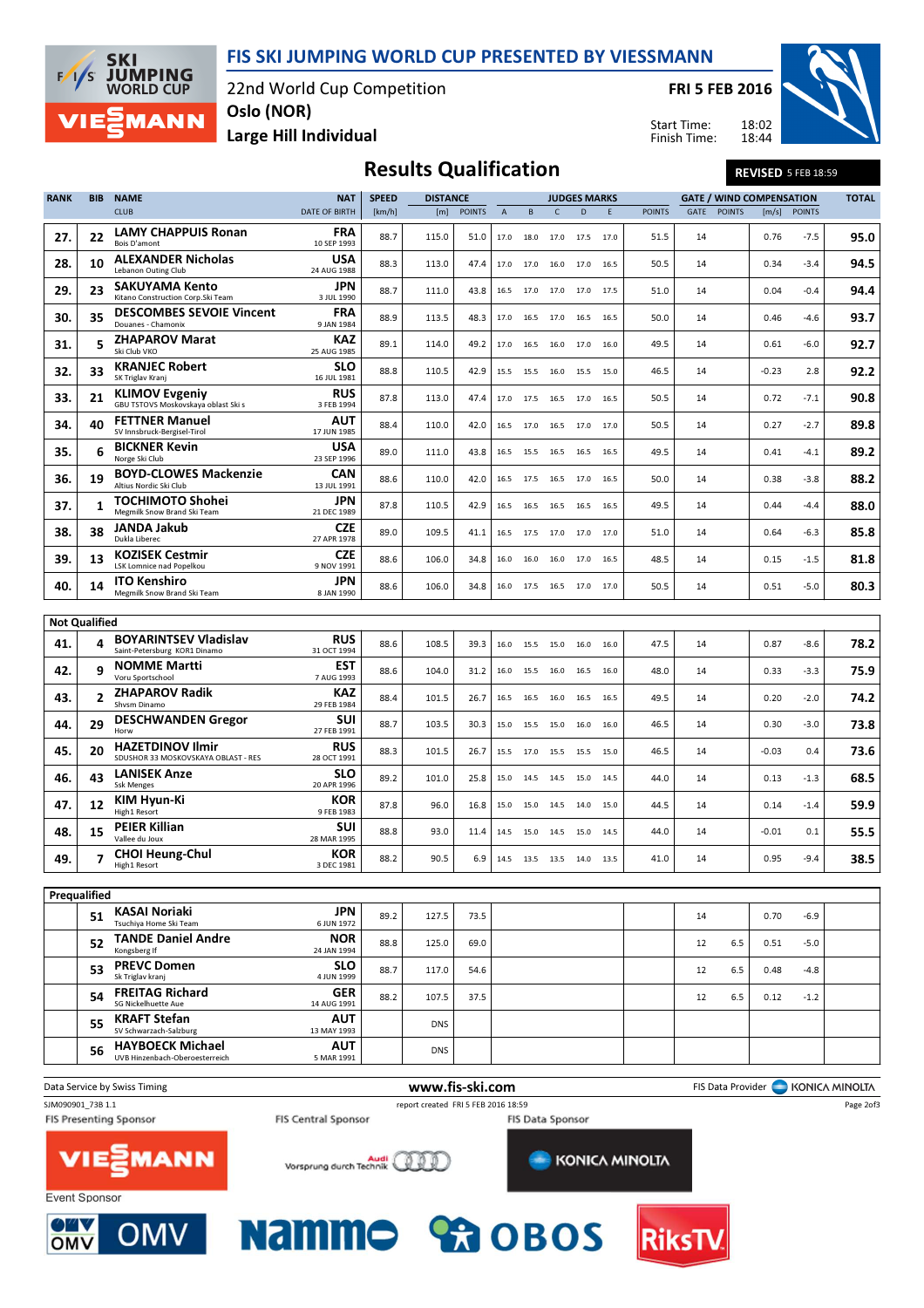# FIS SKI JUMPING WORLD CUP PRESENTED BY VIESSMANN

22nd World Cup Competition
Oslo (NOR)
Large Hill Individual

**FRI 5 FEB 2016**

Start Time: 18:02
Finish Time: 18:44

## Results Qualification

**REVISED** 5 FEB 18:59

| RANK | BIB | NAME / CLUB | NAT / DATE OF BIRTH | SPEED [km/h] | DISTANCE [m] | DISTANCE POINTS | A | B | C | D | E | JUDGES POINTS | GATE | GATE POINTS | WIND [m/s] | WIND POINTS | TOTAL |
|---|---|---|---|---|---|---|---|---|---|---|---|---|---|---|---|---|---|
| 27. | 22 | **LAMY CHAPPUIS Ronan** Bois D'amont | **FRA** 10 SEP 1993 | 88.7 | 115.0 | 51.0 | 17.0 | 18.0 | 17.0 | 17.5 | 17.0 | 51.5 | 14 | | 0.76 | -7.5 | **95.0** |
| 28. | 10 | **ALEXANDER Nicholas** Lebanon Outing Club | **USA** 24 AUG 1988 | 88.3 | 113.0 | 47.4 | 17.0 | 17.0 | 16.0 | 17.0 | 16.5 | 50.5 | 14 | | 0.34 | -3.4 | **94.5** |
| 29. | 23 | **SAKUYAMA Kento** Kitano Construction Corp.Ski Team | **JPN** 3 JUL 1990 | 88.7 | 111.0 | 43.8 | 16.5 | 17.0 | 17.0 | 17.0 | 17.5 | 51.0 | 14 | | 0.04 | -0.4 | **94.4** |
| 30. | 35 | **DESCOMBES SEVOIE Vincent** Douanes - Chamonix | **FRA** 9 JAN 1984 | 88.9 | 113.5 | 48.3 | 17.0 | 16.5 | 17.0 | 16.5 | 16.5 | 50.0 | 14 | | 0.46 | -4.6 | **93.7** |
| 31. | 5 | **ZHAPAROV Marat** Ski Club VKO | **KAZ** 25 AUG 1985 | 89.1 | 114.0 | 49.2 | 17.0 | 16.5 | 16.0 | 17.0 | 16.0 | 49.5 | 14 | | 0.61 | -6.0 | **92.7** |
| 32. | 33 | **KRANJEC Robert** SK Triglav Kranj | **SLO** 16 JUL 1981 | 88.8 | 110.5 | 42.9 | 15.5 | 15.5 | 16.0 | 15.5 | 15.0 | 46.5 | 14 | | -0.23 | 2.8 | **92.2** |
| 33. | 21 | **KLIMOV Evgeniy** GBU TSTOVS Moskovskaya oblast Ski s | **RUS** 3 FEB 1994 | 87.8 | 113.0 | 47.4 | 17.0 | 17.5 | 16.5 | 17.0 | 16.5 | 50.5 | 14 | | 0.72 | -7.1 | **90.8** |
| 34. | 40 | **FETTNER Manuel** SV Innsbruck-Bergisel-Tirol | **AUT** 17 JUN 1985 | 88.4 | 110.0 | 42.0 | 16.5 | 17.0 | 16.5 | 17.0 | 17.0 | 50.5 | 14 | | 0.27 | -2.7 | **89.8** |
| 35. | 6 | **BICKNER Kevin** Norge Ski Club | **USA** 23 SEP 1996 | 89.0 | 111.0 | 43.8 | 16.5 | 15.5 | 16.5 | 16.5 | 16.5 | 49.5 | 14 | | 0.41 | -4.1 | **89.2** |
| 36. | 19 | **BOYD-CLOWES Mackenzie** Altius Nordic Ski Club | **CAN** 13 JUL 1991 | 88.6 | 110.0 | 42.0 | 16.5 | 17.5 | 16.5 | 17.0 | 16.5 | 50.0 | 14 | | 0.38 | -3.8 | **88.2** |
| 37. | 1 | **TOCHIMOTO Shohei** Megmilk Snow Brand Ski Team | **JPN** 21 DEC 1989 | 87.8 | 110.5 | 42.9 | 16.5 | 16.5 | 16.5 | 16.5 | 16.5 | 49.5 | 14 | | 0.44 | -4.4 | **88.0** |
| 38. | 38 | **JANDA Jakub** Dukla Liberec | **CZE** 27 APR 1978 | 89.0 | 109.5 | 41.1 | 16.5 | 17.5 | 17.0 | 17.0 | 17.0 | 51.0 | 14 | | 0.64 | -6.3 | **85.8** |
| 39. | 13 | **KOZISEK Cestmir** LSK Lomnice nad Popelkou | **CZE** 9 NOV 1991 | 88.6 | 106.0 | 34.8 | 16.0 | 16.0 | 16.0 | 17.0 | 16.5 | 48.5 | 14 | | 0.15 | -1.5 | **81.8** |
| 40. | 14 | **ITO Kenshiro** Megmilk Snow Brand Ski Team | **JPN** 8 JAN 1990 | 88.6 | 106.0 | 34.8 | 16.0 | 17.5 | 16.5 | 17.0 | 17.0 | 50.5 | 14 | | 0.51 | -5.0 | **80.3** |
| **Not Qualified** | | | | | | | | | | | | | | | | | |
| 41. | 4 | **BOYARINTSEV Vladislav** Saint-Petersburg KOR1 Dinamo | **RUS** 31 OCT 1994 | 88.6 | 108.5 | 39.3 | 16.0 | 15.5 | 15.0 | 16.0 | 16.0 | 47.5 | 14 | | 0.87 | -8.6 | **78.2** |
| 42. | 9 | **NOMME Martti** Voru Sportschool | **EST** 7 AUG 1993 | 88.6 | 104.0 | 31.2 | 16.0 | 15.5 | 16.0 | 16.5 | 16.0 | 48.0 | 14 | | 0.33 | -3.3 | **75.9** |
| 43. | 2 | **ZHAPAROV Radik** Shvsm Dinamo | **KAZ** 29 FEB 1984 | 88.4 | 101.5 | 26.7 | 16.5 | 16.5 | 16.0 | 16.5 | 16.5 | 49.5 | 14 | | 0.20 | -2.0 | **74.2** |
| 44. | 29 | **DESCHWANDEN Gregor** Horw | **SUI** 27 FEB 1991 | 88.7 | 103.5 | 30.3 | 15.0 | 15.5 | 15.0 | 16.0 | 16.0 | 46.5 | 14 | | 0.30 | -3.0 | **73.8** |
| 45. | 20 | **HAZETDINOV Ilmir** SDUSHOR 33 MOSKOVSKAYA OBLAST - RES | **RUS** 28 OCT 1991 | 88.3 | 101.5 | 26.7 | 15.5 | 17.0 | 15.5 | 15.5 | 15.0 | 46.5 | 14 | | -0.03 | 0.4 | **73.6** |
| 46. | 43 | **LANISEK Anze** Ssk Menges | **SLO** 20 APR 1996 | 89.2 | 101.0 | 25.8 | 15.0 | 14.5 | 14.5 | 15.0 | 14.5 | 44.0 | 14 | | 0.13 | -1.3 | **68.5** |
| 47. | 12 | **KIM Hyun-Ki** High1 Resort | **KOR** 9 FEB 1983 | 87.8 | 96.0 | 16.8 | 15.0 | 15.0 | 14.5 | 14.0 | 15.0 | 44.5 | 14 | | 0.14 | -1.4 | **59.9** |
| 48. | 15 | **PEIER Killian** Vallee du Joux | **SUI** 28 MAR 1995 | 88.8 | 93.0 | 11.4 | 14.5 | 15.0 | 14.5 | 15.0 | 14.5 | 44.0 | 14 | | -0.01 | 0.1 | **55.5** |
| 49. | 7 | **CHOI Heung-Chul** High1 Resort | **KOR** 3 DEC 1981 | 88.2 | 90.5 | 6.9 | 14.5 | 13.5 | 13.5 | 14.0 | 13.5 | 41.0 | 14 | | 0.95 | -9.4 | **38.5** |
| **Prequalified** | | | | | | | | | | | | | | | | | |
| | 51 | **KASAI Noriaki** Tsuchiya Home Ski Team | **JPN** 6 JUN 1972 | 89.2 | 127.5 | 73.5 | | | | | | | 14 | | 0.70 | -6.9 | |
| | 52 | **TANDE Daniel Andre** Kongsberg If | **NOR** 24 JAN 1994 | 88.8 | 125.0 | 69.0 | | | | | | | 12 | 6.5 | 0.51 | -5.0 | |
| | 53 | **PREVC Domen** Sk Triglav kranj | **SLO** 4 JUN 1999 | 88.7 | 117.0 | 54.6 | | | | | | | 12 | 6.5 | 0.48 | -4.8 | |
| | 54 | **FREITAG Richard** SG Nickelhuette Aue | **GER** 14 AUG 1991 | 88.2 | 107.5 | 37.5 | | | | | | | 12 | 6.5 | 0.12 | -1.2 | |
| | 55 | **KRAFT Stefan** SV Schwarzach-Salzburg | **AUT** 13 MAY 1993 | | DNS | | | | | | | | | | | | |
| | 56 | **HAYBOECK Michael** UVB Hinzenbach-Oberoesterreich | **AUT** 5 MAR 1991 | | DNS | | | | | | | | | | | | |

Data Service by Swiss Timing | www.fis-ski.com | FIS Data Provider KONICA MINOLTA

SJM090901_73B 1.1 | report created FRI 5 FEB 2016 18:59

FIS Presenting Sponsor: VIESSMANN | FIS Central Sponsor: Audi | FIS Data Sponsor: KONICA MINOLTA

Event Sponsor: OMV, Nammo, OBOS, RiksTV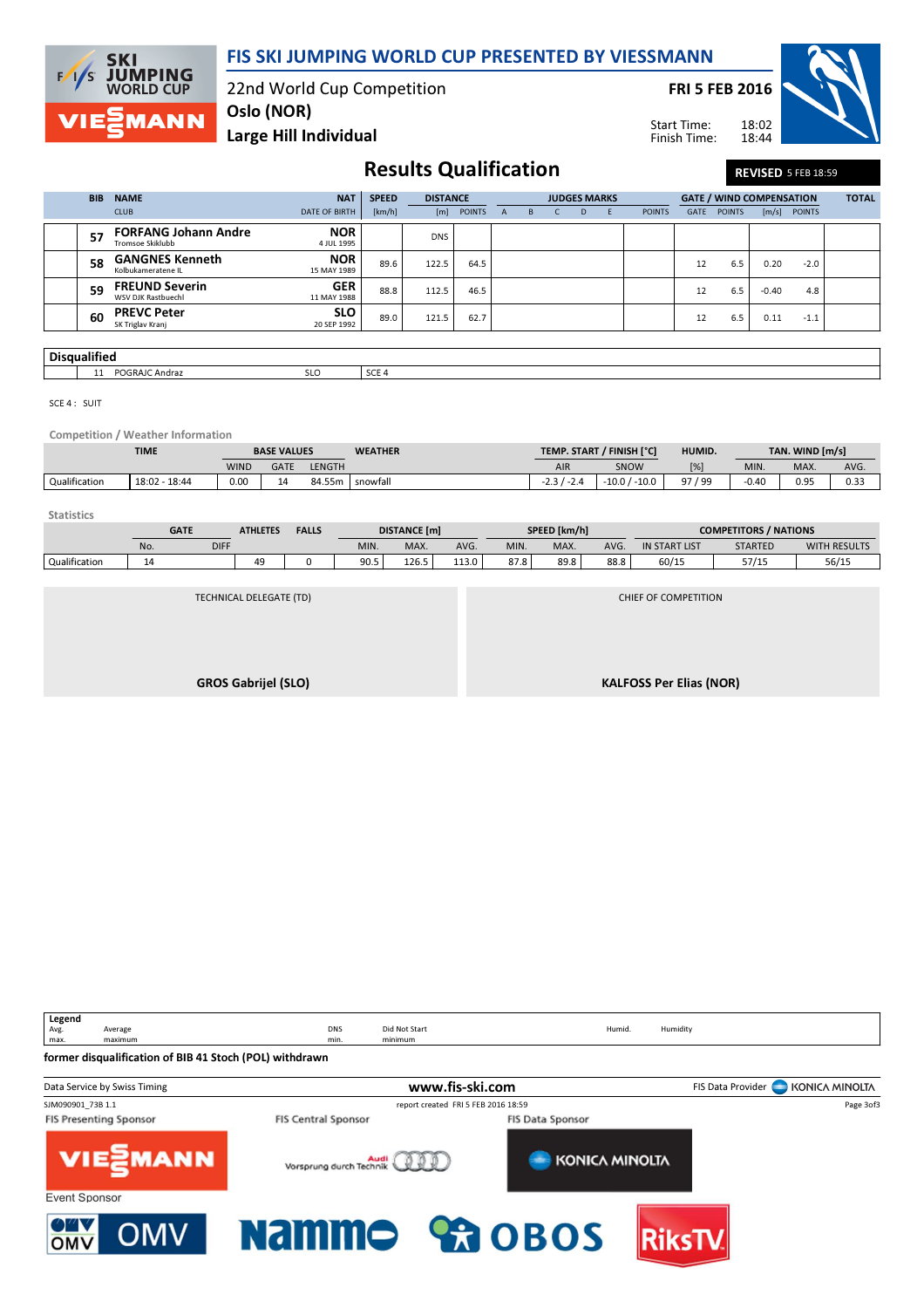# FIS SKI JUMPING WORLD CUP PRESENTED BY VIESSMANN

22nd World Cup Competition
**Oslo (NOR)**
**Large Hill Individual**

**FRI 5 FEB 2016**

Start Time: 18:02
Finish Time: 18:44

## Results Qualification

**REVISED** 5 FEB 18:59

| BIB | NAME / CLUB | NAT / DATE OF BIRTH | SPEED [km/h] | DISTANCE [m] | DISTANCE POINTS | JUDGES MARKS A | B | C | D | E | POINTS | GATE | GATE POINTS | WIND [m/s] | WIND POINTS | TOTAL |
|---|---|---|---|---|---|---|---|---|---|---|---|---|---|---|---|---|
| 57 | **FORFANG Johann Andre** Tromsoe Skiklubb | **NOR** 4 JUL 1995 | | DNS | | | | | | | | | | | | |
| 58 | **GANGNES Kenneth** Kolbukameratene IL | **NOR** 15 MAY 1989 | 89.6 | 122.5 | 64.5 | | | | | | | 12 | 6.5 | 0.20 | -2.0 | |
| 59 | **FREUND Severin** WSV DJK Rastbuechl | **GER** 11 MAY 1988 | 88.8 | 112.5 | 46.5 | | | | | | | 12 | 6.5 | -0.40 | 4.8 | |
| 60 | **PREVC Peter** SK Triglav Kranj | **SLO** 20 SEP 1992 | 89.0 | 121.5 | 62.7 | | | | | | | 12 | 6.5 | 0.11 | -1.1 | |

**Disqualified**

| | | | |
|---|---|---|---|
| 11 | POGRAJC Andraz | SLO | SCE 4 |

SCE 4 : SUIT

### Competition / Weather Information

| | TIME | BASE VALUES WIND | GATE | LENGTH | WEATHER | TEMP. START / FINISH [°C] AIR | SNOW | HUMID. [%] | TAN. WIND [m/s] MIN. | MAX. | AVG. |
|---|---|---|---|---|---|---|---|---|---|---|---|
| Qualification | 18:02 - 18:44 | 0.00 | 14 | 84.55m | snowfall | -2.3 / -2.4 | -10.0 / -10.0 | 97 / 99 | -0.40 | 0.95 | 0.33 |

### Statistics

| | GATE No. | DIFF | ATHLETES | FALLS | DISTANCE [m] MIN. | MAX. | AVG. | SPEED [km/h] MIN. | MAX. | AVG. | COMPETITORS / NATIONS IN START LIST | STARTED | WITH RESULTS |
|---|---|---|---|---|---|---|---|---|---|---|---|---|---|
| Qualification | 14 | | 49 | 0 | 90.5 | 126.5 | 113.0 | 87.8 | 89.8 | 88.8 | 60/15 | 57/15 | 56/15 |

TECHNICAL DELEGATE (TD)
**GROS Gabrijel (SLO)**

CHIEF OF COMPETITION
**KALFOSS Per Elias (NOR)**

**Legend**

| | | | | | |
|---|---|---|---|---|---|
| Avg. | Average | DNS | Did Not Start | Humid. | Humidity |
| max. | maximum | min. | minimum | | |

**former disqualification of BIB 41 Stoch (POL) withdrawn**

Data Service by Swiss Timing — www.fis-ski.com — FIS Data Provider KONICA MINOLTA

SJM090901_73B 1.1 — report created FRI 5 FEB 2016 18:59

FIS Presenting Sponsor: VIESSMANN — FIS Central Sponsor: Audi Vorsprung durch Technik — FIS Data Sponsor: KONICA MINOLTA

Event Sponsor: OMV, Nammo, OBOS, RiksTV